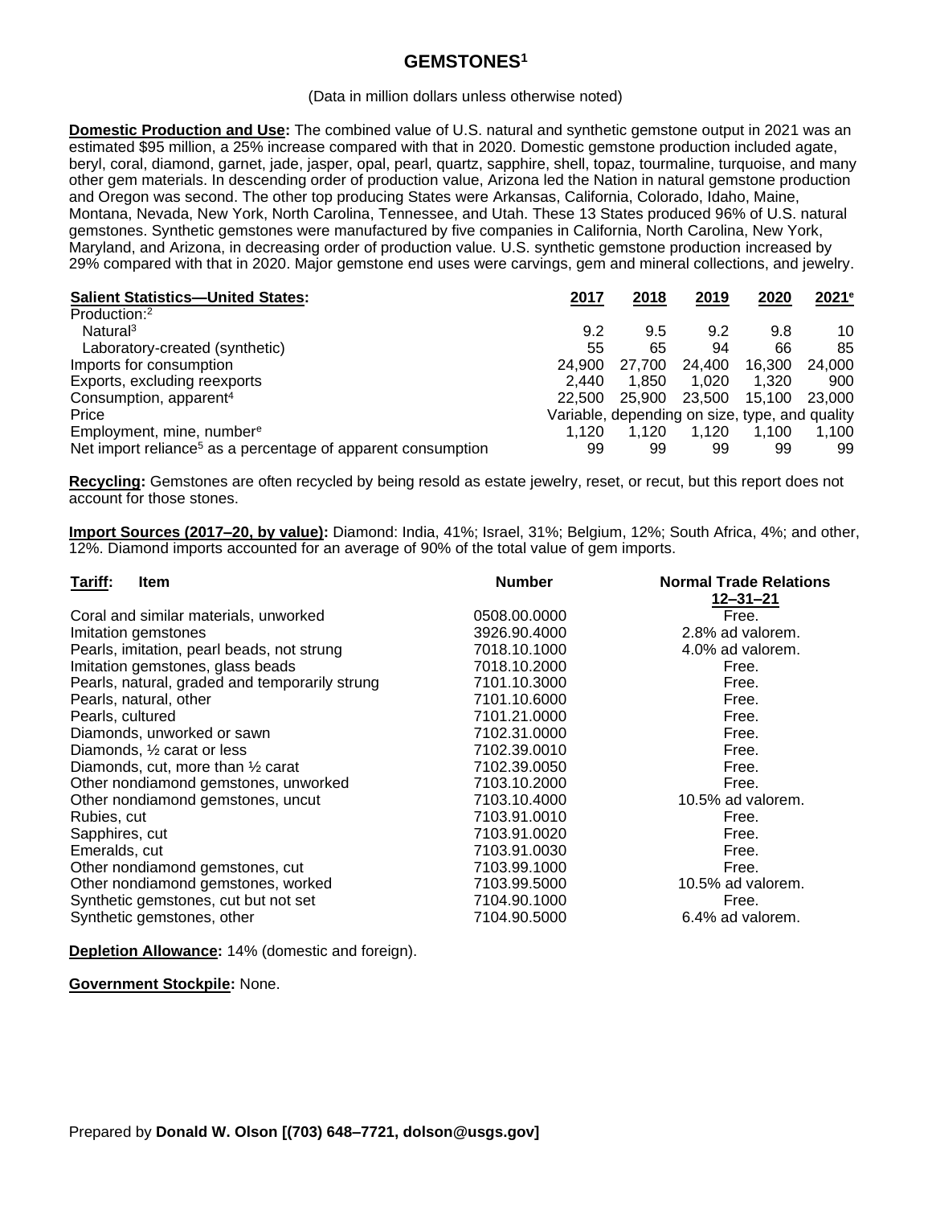# GEMSTONES[1]

(Data in million dollars unless otherwise noted)

**Domestic Production and Use:** The combined value of U.S. natural and synthetic gemstone output in 2021 was an estimated $95 million, a 25% increase compared with that in 2020. Domestic gemstone production included agate, beryl, coral, diamond, garnet, jade, jasper, opal, pearl, quartz, sapphire, shell, topaz, tourmaline, turquoise, and many other gem materials. In descending order of production value, Arizona led the Nation in natural gemstone production and Oregon was second. The other top producing States were Arkansas, California, Colorado, Idaho, Maine, Montana, Nevada, New York, North Carolina, Tennessee, and Utah. These 13 States produced 96% of U.S. natural gemstones. Synthetic gemstones were manufactured by five companies in California, North Carolina, New York, Maryland, and Arizona, in decreasing order of production value. U.S. synthetic gemstone production increased by 29% compared with that in 2020. Major gemstone end uses were carvings, gem and mineral collections, and jewelry.

| Salient Statistics—United States: | 2017 | 2018 | 2019 | 2020 | 2021[e] |
|---|---|---|---|---|---|
| Production:[2] | | | | | |
| Natural[3] | 9.2 | 9.5 | 9.2 | 9.8 | 10 |
| Laboratory-created (synthetic) | 55 | 65 | 94 | 66 | 85 |
| Imports for consumption | 24,900 | 27,700 | 24,400 | 16,300 | 24,000 |
| Exports, excluding reexports | 2,440 | 1,850 | 1,020 | 1,320 | 900 |
| Consumption, apparent[4] | 22,500 | 25,900 | 23,500 | 15,100 | 23,000 |
| Price | Variable, depending on size, type, and quality | | | | |
| Employment, mine, number[e] | 1,120 | 1,120 | 1,120 | 1,100 | 1,100 |
| Net import reliance[5] as a percentage of apparent consumption | 99 | 99 | 99 | 99 | 99 |

**Recycling:** Gemstones are often recycled by being resold as estate jewelry, reset, or recut, but this report does not account for those stones.

**Import Sources (2017–20, by value):** Diamond: India, 41%; Israel, 31%; Belgium, 12%; South Africa, 4%; and other, 12%. Diamond imports accounted for an average of 90% of the total value of gem imports.

| Tariff: Item | Number | Normal Trade Relations 12–31–21 |
|---|---|---|
| Coral and similar materials, unworked | 0508.00.0000 | Free. |
| Imitation gemstones | 3926.90.4000 | 2.8% ad valorem. |
| Pearls, imitation, pearl beads, not strung | 7018.10.1000 | 4.0% ad valorem. |
| Imitation gemstones, glass beads | 7018.10.2000 | Free. |
| Pearls, natural, graded and temporarily strung | 7101.10.3000 | Free. |
| Pearls, natural, other | 7101.10.6000 | Free. |
| Pearls, cultured | 7101.21.0000 | Free. |
| Diamonds, unworked or sawn | 7102.31.0000 | Free. |
| Diamonds, ½ carat or less | 7102.39.0010 | Free. |
| Diamonds, cut, more than ½ carat | 7102.39.0050 | Free. |
| Other nondiamond gemstones, unworked | 7103.10.2000 | Free. |
| Other nondiamond gemstones, uncut | 7103.10.4000 | 10.5% ad valorem. |
| Rubies, cut | 7103.91.0010 | Free. |
| Sapphires, cut | 7103.91.0020 | Free. |
| Emeralds, cut | 7103.91.0030 | Free. |
| Other nondiamond gemstones, cut | 7103.99.1000 | Free. |
| Other nondiamond gemstones, worked | 7103.99.5000 | 10.5% ad valorem. |
| Synthetic gemstones, cut but not set | 7104.90.1000 | Free. |
| Synthetic gemstones, other | 7104.90.5000 | 6.4% ad valorem. |

**Depletion Allowance:** 14% (domestic and foreign).

**Government Stockpile:** None.

Prepared by **Donald W. Olson [(703) 648–7721, dolson@usgs.gov]**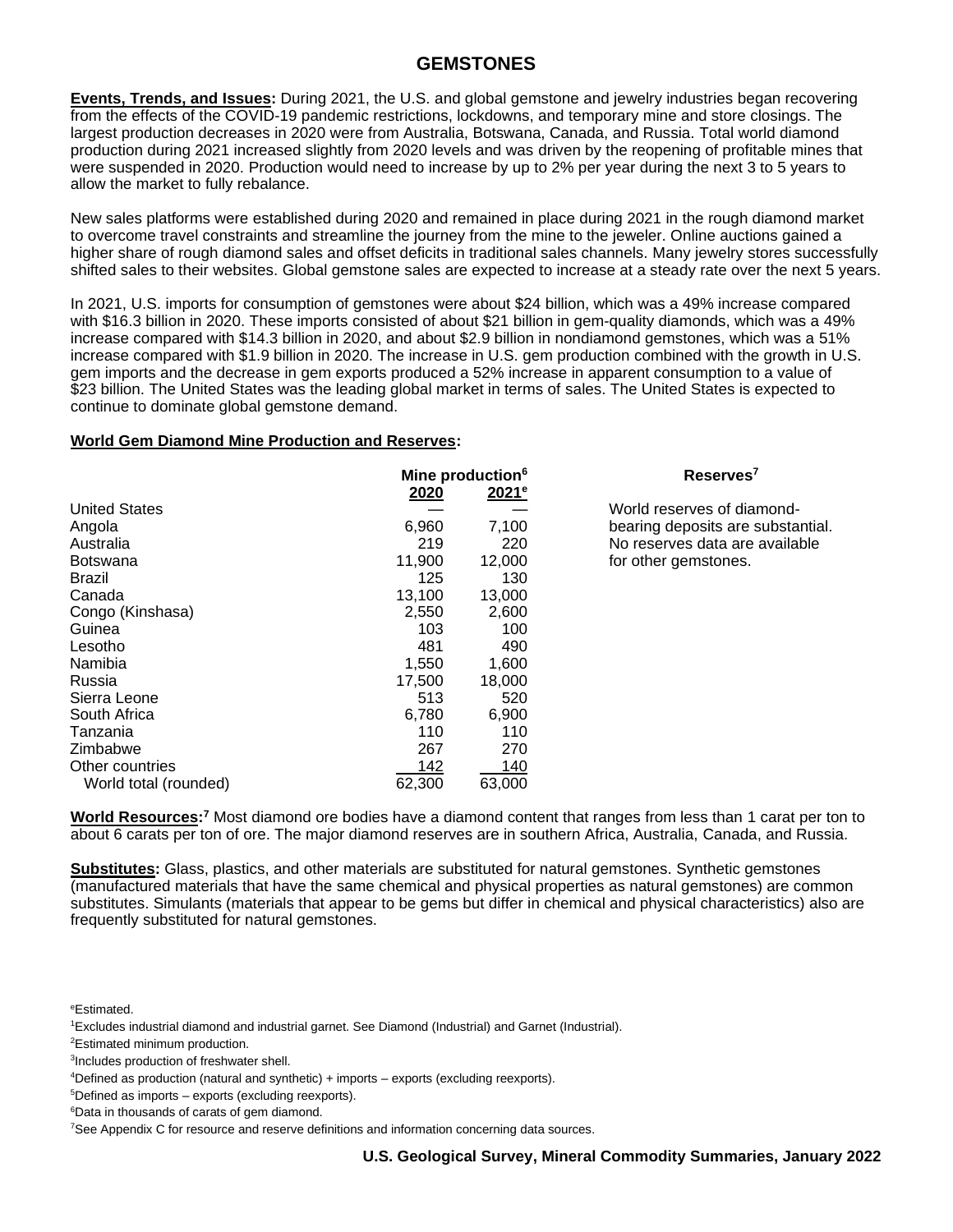## GEMSTONES

**Events, Trends, and Issues:** During 2021, the U.S. and global gemstone and jewelry industries began recovering from the effects of the COVID-19 pandemic restrictions, lockdowns, and temporary mine and store closings. The largest production decreases in 2020 were from Australia, Botswana, Canada, and Russia. Total world diamond production during 2021 increased slightly from 2020 levels and was driven by the reopening of profitable mines that were suspended in 2020. Production would need to increase by up to 2% per year during the next 3 to 5 years to allow the market to fully rebalance.

New sales platforms were established during 2020 and remained in place during 2021 in the rough diamond market to overcome travel constraints and streamline the journey from the mine to the jeweler. Online auctions gained a higher share of rough diamond sales and offset deficits in traditional sales channels. Many jewelry stores successfully shifted sales to their websites. Global gemstone sales are expected to increase at a steady rate over the next 5 years.

In 2021, U.S. imports for consumption of gemstones were about $24 billion, which was a 49% increase compared with $16.3 billion in 2020. These imports consisted of about $21 billion in gem-quality diamonds, which was a 49% increase compared with $14.3 billion in 2020, and about $2.9 billion in nondiamond gemstones, which was a 51% increase compared with $1.9 billion in 2020. The increase in U.S. gem production combined with the growth in U.S. gem imports and the decrease in gem exports produced a 52% increase in apparent consumption to a value of $23 billion. The United States was the leading global market in terms of sales. The United States is expected to continue to dominate global gemstone demand.

**World Gem Diamond Mine Production and Reserves:**

| | Mine production[6] | | Reserves[7] |
|---|---|---|---|
| | 2020 | 2021[e] | |
| United States | — | — | World reserves of diamond-bearing deposits are substantial. No reserves data are available for other gemstones. |
| Angola | 6,960 | 7,100 | |
| Australia | 219 | 220 | |
| Botswana | 11,900 | 12,000 | |
| Brazil | 125 | 130 | |
| Canada | 13,100 | 13,000 | |
| Congo (Kinshasa) | 2,550 | 2,600 | |
| Guinea | 103 | 100 | |
| Lesotho | 481 | 490 | |
| Namibia | 1,550 | 1,600 | |
| Russia | 17,500 | 18,000 | |
| Sierra Leone | 513 | 520 | |
| South Africa | 6,780 | 6,900 | |
| Tanzania | 110 | 110 | |
| Zimbabwe | 267 | 270 | |
| Other countries | 142 | 140 | |
| World total (rounded) | 62,300 | 63,000 | |

**World Resources:**[7] Most diamond ore bodies have a diamond content that ranges from less than 1 carat per ton to about 6 carats per ton of ore. The major diamond reserves are in southern Africa, Australia, Canada, and Russia.

**Substitutes:** Glass, plastics, and other materials are substituted for natural gemstones. Synthetic gemstones (manufactured materials that have the same chemical and physical properties as natural gemstones) are common substitutes. Simulants (materials that appear to be gems but differ in chemical and physical characteristics) also are frequently substituted for natural gemstones.

[e]Estimated.

[1]Excludes industrial diamond and industrial garnet. See Diamond (Industrial) and Garnet (Industrial).

[2]Estimated minimum production.

[3]Includes production of freshwater shell.

[4]Defined as production (natural and synthetic) + imports – exports (excluding reexports).

[5]Defined as imports – exports (excluding reexports).

[6]Data in thousands of carats of gem diamond.

[7]See Appendix C for resource and reserve definitions and information concerning data sources.